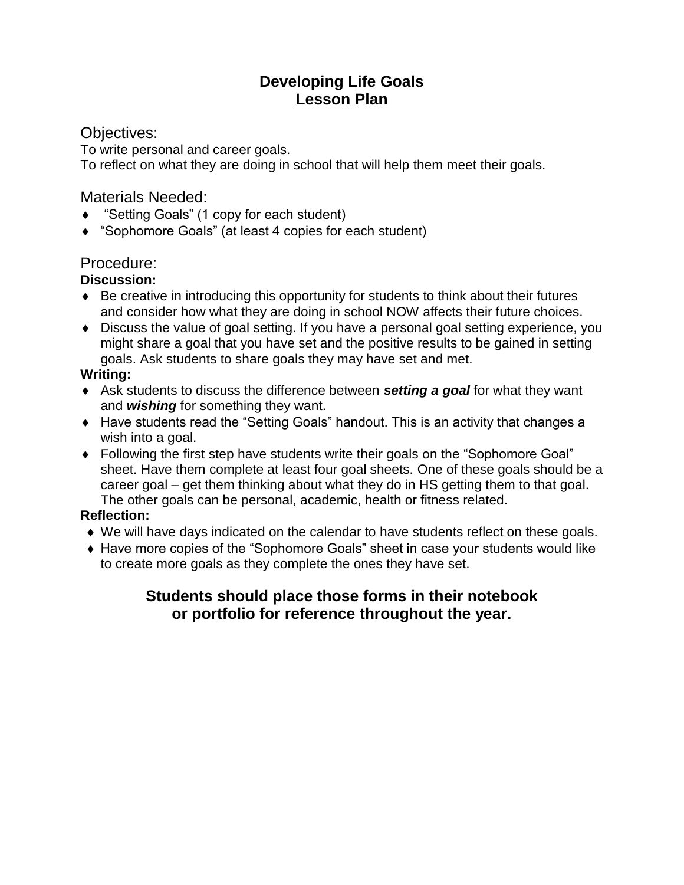# Developing Life Goals
# Lesson Plan

## Objectives:

To write personal and career goals.
To reflect on what they are doing in school that will help them meet their goals.

## Materials Needed:

- "Setting Goals" (1 copy for each student)
- "Sophomore Goals" (at least 4 copies for each student)

## Procedure:

**Discussion:**

- Be creative in introducing this opportunity for students to think about their futures and consider how what they are doing in school NOW affects their future choices.
- Discuss the value of goal setting. If you have a personal goal setting experience, you might share a goal that you have set and the positive results to be gained in setting goals. Ask students to share goals they may have set and met.

**Writing:**

- Ask students to discuss the difference between ***setting a goal*** for what they want and ***wishing*** for something they want.
- Have students read the "Setting Goals" handout. This is an activity that changes a wish into a goal.
- Following the first step have students write their goals on the "Sophomore Goal" sheet. Have them complete at least four goal sheets. One of these goals should be a career goal – get them thinking about what they do in HS getting them to that goal. The other goals can be personal, academic, health or fitness related.

**Reflection:**

- We will have days indicated on the calendar to have students reflect on these goals.
- Have more copies of the "Sophomore Goals" sheet in case your students would like to create more goals as they complete the ones they have set.

**Students should place those forms in their notebook or portfolio for reference throughout the year.**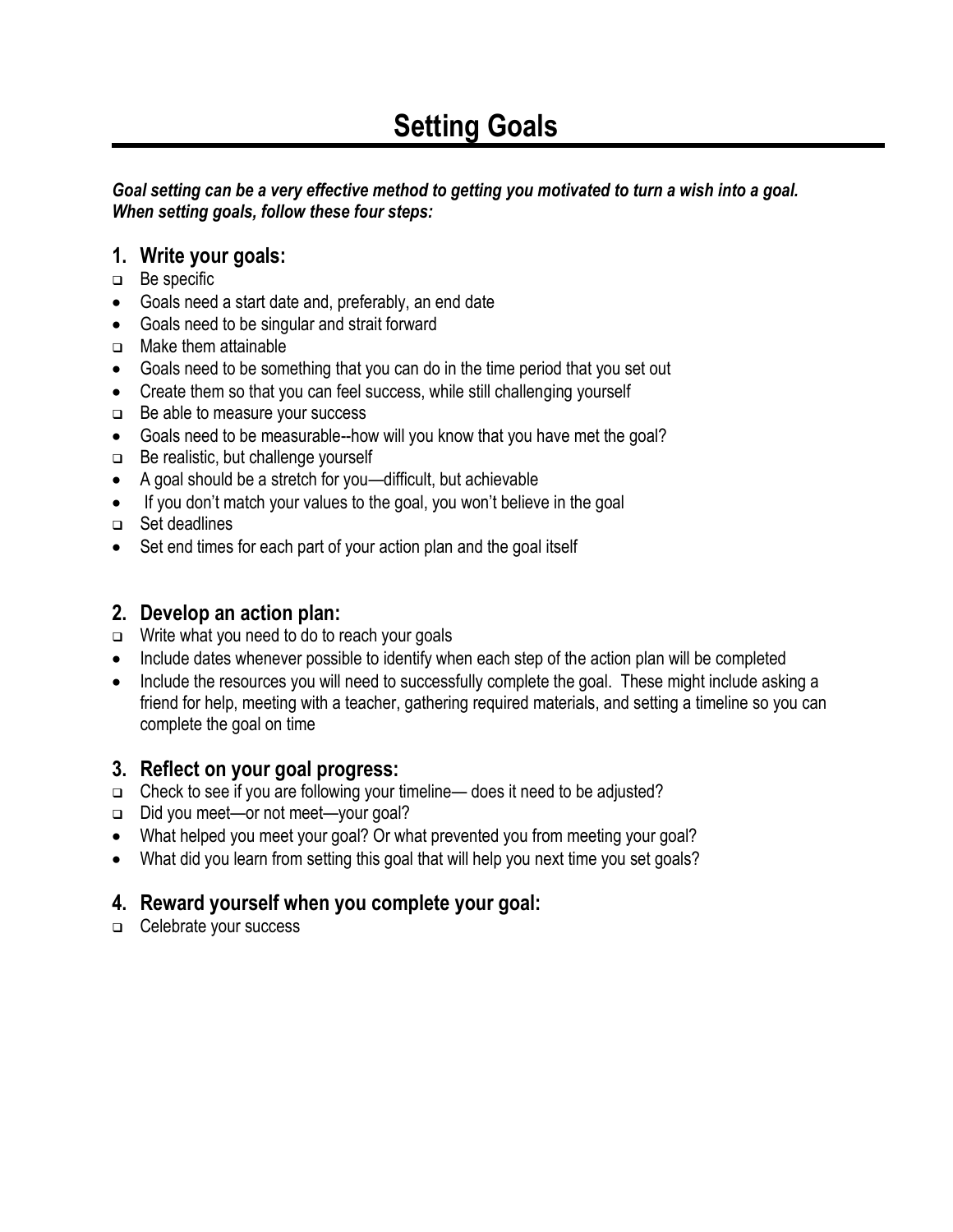# Setting Goals

***Goal setting can be a very effective method to getting you motivated to turn a wish into a goal. When setting goals, follow these four steps:***

## 1. Write your goals:

- ❑ Be specific
  - Goals need a start date and, preferably, an end date
  - Goals need to be singular and strait forward
- ❑ Make them attainable
  - Goals need to be something that you can do in the time period that you set out
  - Create them so that you can feel success, while still challenging yourself
- ❑ Be able to measure your success
  - Goals need to be measurable--how will you know that you have met the goal?
- ❑ Be realistic, but challenge yourself
  - A goal should be a stretch for you—difficult, but achievable
  - If you don't match your values to the goal, you won't believe in the goal
- ❑ Set deadlines
  - Set end times for each part of your action plan and the goal itself

## 2. Develop an action plan:

- ❑ Write what you need to do to reach your goals
  - Include dates whenever possible to identify when each step of the action plan will be completed
  - Include the resources you will need to successfully complete the goal. These might include asking a friend for help, meeting with a teacher, gathering required materials, and setting a timeline so you can complete the goal on time

## 3. Reflect on your goal progress:

- ❑ Check to see if you are following your timeline— does it need to be adjusted?
- ❑ Did you meet—or not meet—your goal?
  - What helped you meet your goal? Or what prevented you from meeting your goal?
  - What did you learn from setting this goal that will help you next time you set goals?

## 4. Reward yourself when you complete your goal:

- ❑ Celebrate your success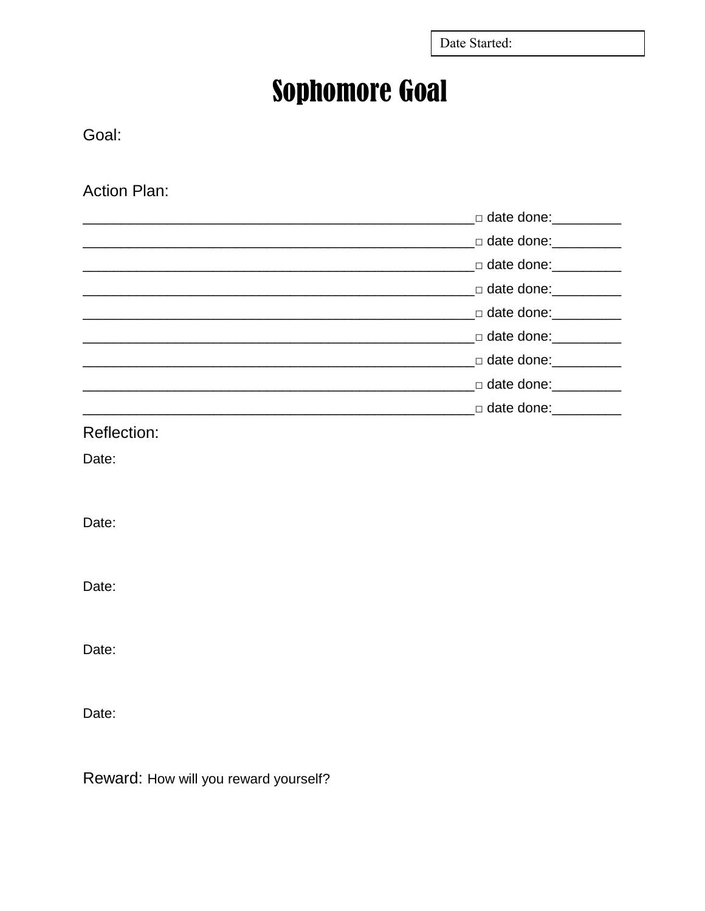Date Started:

# Sophomore Goal

Goal:

Action Plan:

__________________________________________________□ date done:_________
__________________________________________________□ date done:_________
__________________________________________________□ date done:_________
__________________________________________________□ date done:_________
__________________________________________________□ date done:_________
__________________________________________________□ date done:_________
__________________________________________________□ date done:_________
__________________________________________________□ date done:_________
__________________________________________________□ date done:_________

Reflection:

Date:

Date:

Date:

Date:

Date:

Reward: How will you reward yourself?